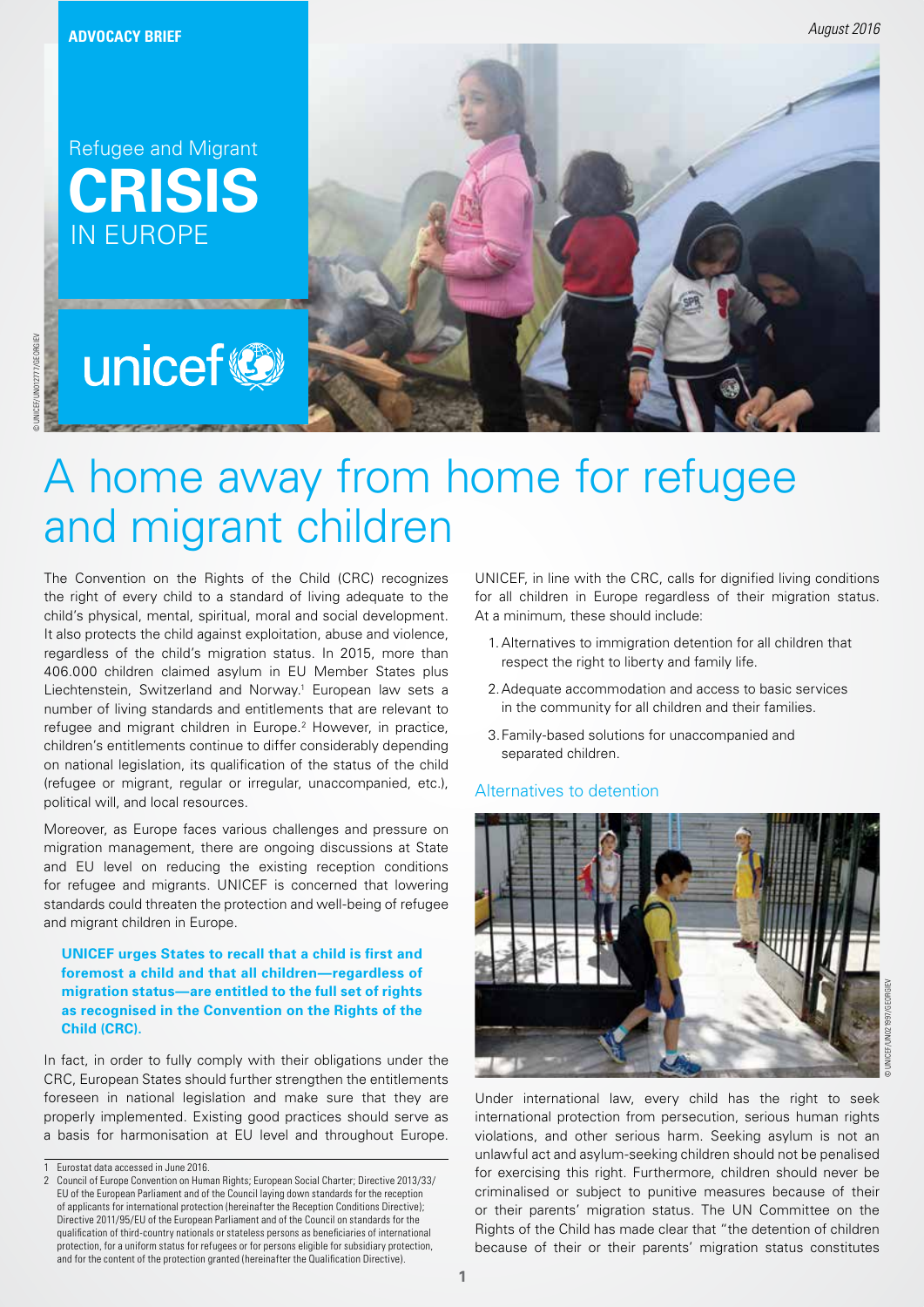ADVOCACY BRIEF

August 2016

Refugee and Migrant **CRISIS** IN EUROPE

unicef

# A home away from home for refugee and migrant children

The Convention on the Rights of the Child (CRC) recognizes the right of every child to a standard of living adequate to the child's physical, mental, spiritual, moral and social development. It also protects the child against exploitation, abuse and violence, regardless of the child's migration status. In 2015, more than 406.000 children claimed asylum in EU Member States plus Liechtenstein, Switzerland and Norway.[1] European law sets a number of living standards and entitlements that are relevant to refugee and migrant children in Europe.[2] However, in practice, children's entitlements continue to differ considerably depending on national legislation, its qualification of the status of the child (refugee or migrant, regular or irregular, unaccompanied, etc.), political will, and local resources.

Moreover, as Europe faces various challenges and pressure on migration management, there are ongoing discussions at State and EU level on reducing the existing reception conditions for refugee and migrants. UNICEF is concerned that lowering standards could threaten the protection and well-being of refugee and migrant children in Europe.

**UNICEF urges States to recall that a child is first and foremost a child and that all children—regardless of migration status—are entitled to the full set of rights as recognised in the Convention on the Rights of the Child (CRC).**

In fact, in order to fully comply with their obligations under the CRC, European States should further strengthen the entitlements foreseen in national legislation and make sure that they are properly implemented. Existing good practices should serve as a basis for harmonisation at EU level and throughout Europe.

UNICEF, in line with the CRC, calls for dignified living conditions for all children in Europe regardless of their migration status. At a minimum, these should include:

1. Alternatives to immigration detention for all children that respect the right to liberty and family life.
2. Adequate accommodation and access to basic services in the community for all children and their families.
3. Family-based solutions for unaccompanied and separated children.

## Alternatives to detention

Under international law, every child has the right to seek international protection from persecution, serious human rights violations, and other serious harm. Seeking asylum is not an unlawful act and asylum-seeking children should not be penalised for exercising this right. Furthermore, children should never be criminalised or subject to punitive measures because of their or their parents' migration status. The UN Committee on the Rights of the Child has made clear that "the detention of children because of their or their parents' migration status constitutes

---

1 Eurostat data accessed in June 2016.

2 Council of Europe Convention on Human Rights; European Social Charter; Directive 2013/33/EU of the European Parliament and of the Council laying down standards for the reception of applicants for international protection (hereinafter the Reception Conditions Directive); Directive 2011/95/EU of the European Parliament and of the Council on standards for the qualification of third-country nationals or stateless persons as beneficiaries of international protection, for a uniform status for refugees or for persons eligible for subsidiary protection, and for the content of the protection granted (hereinafter the Qualification Directive).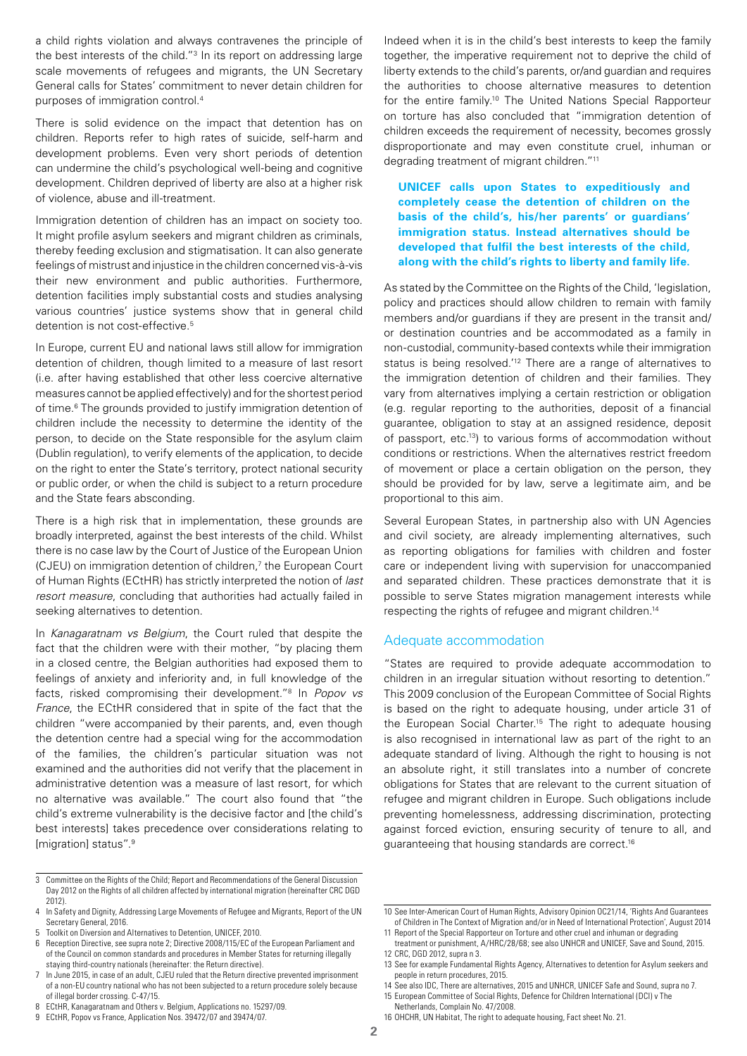a child rights violation and always contravenes the principle of the best interests of the child."[3] In its report on addressing large scale movements of refugees and migrants, the UN Secretary General calls for States' commitment to never detain children for purposes of immigration control.[4]

There is solid evidence on the impact that detention has on children. Reports refer to high rates of suicide, self-harm and development problems. Even very short periods of detention can undermine the child's psychological well-being and cognitive development. Children deprived of liberty are also at a higher risk of violence, abuse and ill-treatment.

Immigration detention of children has an impact on society too. It might profile asylum seekers and migrant children as criminals, thereby feeding exclusion and stigmatisation. It can also generate feelings of mistrust and injustice in the children concerned vis-à-vis their new environment and public authorities. Furthermore, detention facilities imply substantial costs and studies analysing various countries' justice systems show that in general child detention is not cost-effective.[5]

In Europe, current EU and national laws still allow for immigration detention of children, though limited to a measure of last resort (i.e. after having established that other less coercive alternative measures cannot be applied effectively) and for the shortest period of time.[6] The grounds provided to justify immigration detention of children include the necessity to determine the identity of the person, to decide on the State responsible for the asylum claim (Dublin regulation), to verify elements of the application, to decide on the right to enter the State's territory, protect national security or public order, or when the child is subject to a return procedure and the State fears absconding.

There is a high risk that in implementation, these grounds are broadly interpreted, against the best interests of the child. Whilst there is no case law by the Court of Justice of the European Union (CJEU) on immigration detention of children,[7] the European Court of Human Rights (ECtHR) has strictly interpreted the notion of *last resort measure*, concluding that authorities had actually failed in seeking alternatives to detention.

In *Kanagaratnam vs Belgium*, the Court ruled that despite the fact that the children were with their mother, "by placing them in a closed centre, the Belgian authorities had exposed them to feelings of anxiety and inferiority and, in full knowledge of the facts, risked compromising their development."[8] In *Popov vs France*, the ECtHR considered that in spite of the fact that the children "were accompanied by their parents, and, even though the detention centre had a special wing for the accommodation of the families, the children's particular situation was not examined and the authorities did not verify that the placement in administrative detention was a measure of last resort, for which no alternative was available." The court also found that "the child's extreme vulnerability is the decisive factor and [the child's best interests] takes precedence over considerations relating to [migration] status".[9]

Indeed when it is in the child's best interests to keep the family together, the imperative requirement not to deprive the child of liberty extends to the child's parents, or/and guardian and requires the authorities to choose alternative measures to detention for the entire family.[10] The United Nations Special Rapporteur on torture has also concluded that "immigration detention of children exceeds the requirement of necessity, becomes grossly disproportionate and may even constitute cruel, inhuman or degrading treatment of migrant children."[11]

**UNICEF calls upon States to expeditiously and completely cease the detention of children on the basis of the child's, his/her parents' or guardians' immigration status. Instead alternatives should be developed that fulfil the best interests of the child, along with the child's rights to liberty and family life.**

As stated by the Committee on the Rights of the Child, 'legislation, policy and practices should allow children to remain with family members and/or guardians if they are present in the transit and/or destination countries and be accommodated as a family in non-custodial, community-based contexts while their immigration status is being resolved.'[12] There are a range of alternatives to the immigration detention of children and their families. They vary from alternatives implying a certain restriction or obligation (e.g. regular reporting to the authorities, deposit of a financial guarantee, obligation to stay at an assigned residence, deposit of passport, etc.[13]) to various forms of accommodation without conditions or restrictions. When the alternatives restrict freedom of movement or place a certain obligation on the person, they should be provided for by law, serve a legitimate aim, and be proportional to this aim.

Several European States, in partnership also with UN Agencies and civil society, are already implementing alternatives, such as reporting obligations for families with children and foster care or independent living with supervision for unaccompanied and separated children. These practices demonstrate that it is possible to serve States migration management interests while respecting the rights of refugee and migrant children.[14]

## Adequate accommodation

"States are required to provide adequate accommodation to children in an irregular situation without resorting to detention." This 2009 conclusion of the European Committee of Social Rights is based on the right to adequate housing, under article 31 of the European Social Charter.[15] The right to adequate housing is also recognised in international law as part of the right to an adequate standard of living. Although the right to housing is not an absolute right, it still translates into a number of concrete obligations for States that are relevant to the current situation of refugee and migrant children in Europe. Such obligations include preventing homelessness, addressing discrimination, protecting against forced eviction, ensuring security of tenure to all, and guaranteeing that housing standards are correct.[16]

---

3 Committee on the Rights of the Child; Report and Recommendations of the General Discussion Day 2012 on the Rights of all children affected by international migration (hereinafter CRC DGD 2012).

4 In Safety and Dignity, Addressing Large Movements of Refugee and Migrants, Report of the UN Secretary General, 2016.

5 Toolkit on Diversion and Alternatives to Detention, UNICEF, 2010.

6 Reception Directive, see supra note 2; Directive 2008/115/EC of the European Parliament and of the Council on common standards and procedures in Member States for returning illegally staying third-country nationals (hereinafter: the Return directive).

7 In June 2015, in case of an adult, CJEU ruled that the Return directive prevented imprisonment of a non-EU country national who has not been subjected to a return procedure solely because of illegal border crossing. C-47/15.

8 ECtHR, Kanagaratnam and Others v. Belgium, Applications no. 15297/09.

9 ECtHR, Popov vs France, Application Nos. 39472/07 and 39474/07.

10 See Inter-American Court of Human Rights, Advisory Opinion OC21/14, 'Rights And Guarantees of Children in The Context of Migration and/or in Need of International Protection', August 2014

11 Report of the Special Rapporteur on Torture and other cruel and inhuman or degrading treatment or punishment, A/HRC/28/68; see also UNHCR and UNICEF, Save and Sound, 2015.

12 CRC, DGD 2012, supra n 3.

13 See for example Fundamental Rights Agency, Alternatives to detention for Asylum seekers and people in return procedures, 2015.

14 See also IDC, There are alternatives, 2015 and UNHCR, UNICEF Safe and Sound, supra no 7.

15 European Committee of Social Rights, Defence for Children International (DCI) v The Netherlands, Complain No. 47/2008.

16 OHCHR, UN Habitat, The right to adequate housing, Fact sheet No. 21.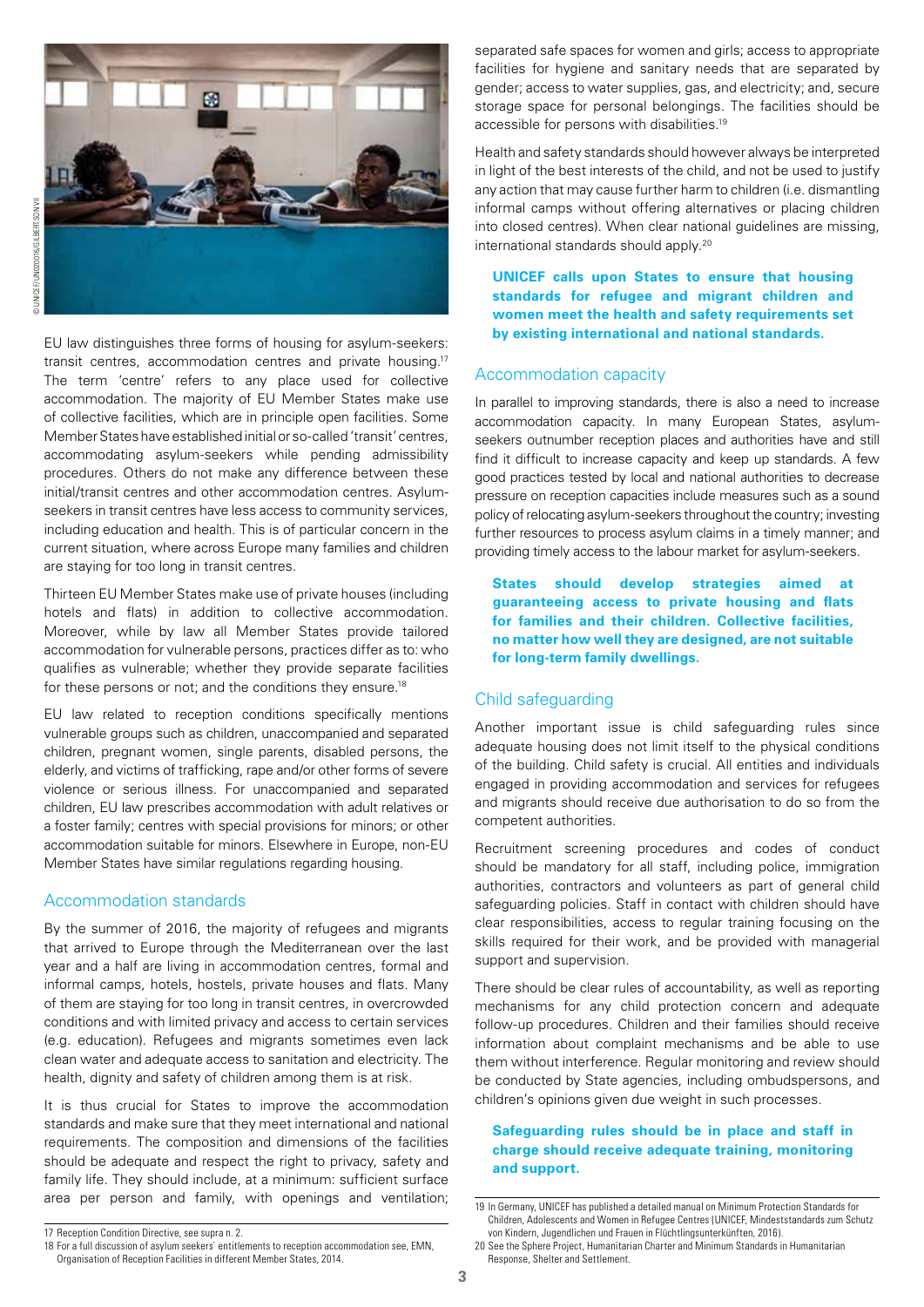EU law distinguishes three forms of housing for asylum-seekers: transit centres, accommodation centres and private housing.[17] The term 'centre' refers to any place used for collective accommodation. The majority of EU Member States make use of collective facilities, which are in principle open facilities. Some Member States have established initial or so-called 'transit' centres, accommodating asylum-seekers while pending admissibility procedures. Others do not make any difference between these initial/transit centres and other accommodation centres. Asylum-seekers in transit centres have less access to community services, including education and health. This is of particular concern in the current situation, where across Europe many families and children are staying for too long in transit centres.

Thirteen EU Member States make use of private houses (including hotels and flats) in addition to collective accommodation. Moreover, while by law all Member States provide tailored accommodation for vulnerable persons, practices differ as to: who qualifies as vulnerable; whether they provide separate facilities for these persons or not; and the conditions they ensure.[18]

EU law related to reception conditions specifically mentions vulnerable groups such as children, unaccompanied and separated children, pregnant women, single parents, disabled persons, the elderly, and victims of trafficking, rape and/or other forms of severe violence or serious illness. For unaccompanied and separated children, EU law prescribes accommodation with adult relatives or a foster family; centres with special provisions for minors; or other accommodation suitable for minors. Elsewhere in Europe, non-EU Member States have similar regulations regarding housing.

## Accommodation standards

By the summer of 2016, the majority of refugees and migrants that arrived to Europe through the Mediterranean over the last year and a half are living in accommodation centres, formal and informal camps, hotels, hostels, private houses and flats. Many of them are staying for too long in transit centres, in overcrowded conditions and with limited privacy and access to certain services (e.g. education). Refugees and migrants sometimes even lack clean water and adequate access to sanitation and electricity. The health, dignity and safety of children among them is at risk.

It is thus crucial for States to improve the accommodation standards and make sure that they meet international and national requirements. The composition and dimensions of the facilities should be adequate and respect the right to privacy, safety and family life. They should include, at a minimum: sufficient surface area per person and family, with openings and ventilation; separated safe spaces for women and girls; access to appropriate facilities for hygiene and sanitary needs that are separated by gender; access to water supplies, gas, and electricity; and, secure storage space for personal belongings. The facilities should be accessible for persons with disabilities.[19]

Health and safety standards should however always be interpreted in light of the best interests of the child, and not be used to justify any action that may cause further harm to children (i.e. dismantling informal camps without offering alternatives or placing children into closed centres). When clear national guidelines are missing, international standards should apply.[20]

**UNICEF calls upon States to ensure that housing standards for refugee and migrant children and women meet the health and safety requirements set by existing international and national standards.**

## Accommodation capacity

In parallel to improving standards, there is also a need to increase accommodation capacity. In many European States, asylum-seekers outnumber reception places and authorities have and still find it difficult to increase capacity and keep up standards. A few good practices tested by local and national authorities to decrease pressure on reception capacities include measures such as a sound policy of relocating asylum-seekers throughout the country; investing further resources to process asylum claims in a timely manner; and providing timely access to the labour market for asylum-seekers.

**States should develop strategies aimed at guaranteeing access to private housing and flats for families and their children. Collective facilities, no matter how well they are designed, are not suitable for long-term family dwellings.**

## Child safeguarding

Another important issue is child safeguarding rules since adequate housing does not limit itself to the physical conditions of the building. Child safety is crucial. All entities and individuals engaged in providing accommodation and services for refugees and migrants should receive due authorisation to do so from the competent authorities.

Recruitment screening procedures and codes of conduct should be mandatory for all staff, including police, immigration authorities, contractors and volunteers as part of general child safeguarding policies. Staff in contact with children should have clear responsibilities, access to regular training focusing on the skills required for their work, and be provided with managerial support and supervision.

There should be clear rules of accountability, as well as reporting mechanisms for any child protection concern and adequate follow-up procedures. Children and their families should receive information about complaint mechanisms and be able to use them without interference. Regular monitoring and review should be conducted by State agencies, including ombudspersons, and children's opinions given due weight in such processes.

**Safeguarding rules should be in place and staff in charge should receive adequate training, monitoring and support.**

---

17 Reception Condition Directive, see supra n. 2.

18 For a full discussion of asylum seekers' entitlements to reception accommodation see, EMN, Organisation of Reception Facilities in different Member States, 2014.

19 In Germany, UNICEF has published a detailed manual on Minimum Protection Standards for Children, Adolescents and Women in Refugee Centres (UNICEF, Mindeststandards zum Schutz von Kindern, Jugendlichen und Frauen in Flüchtlingsunterkünften, 2016).

20 See the Sphere Project, Humanitarian Charter and Minimum Standards in Humanitarian Response, Shelter and Settlement.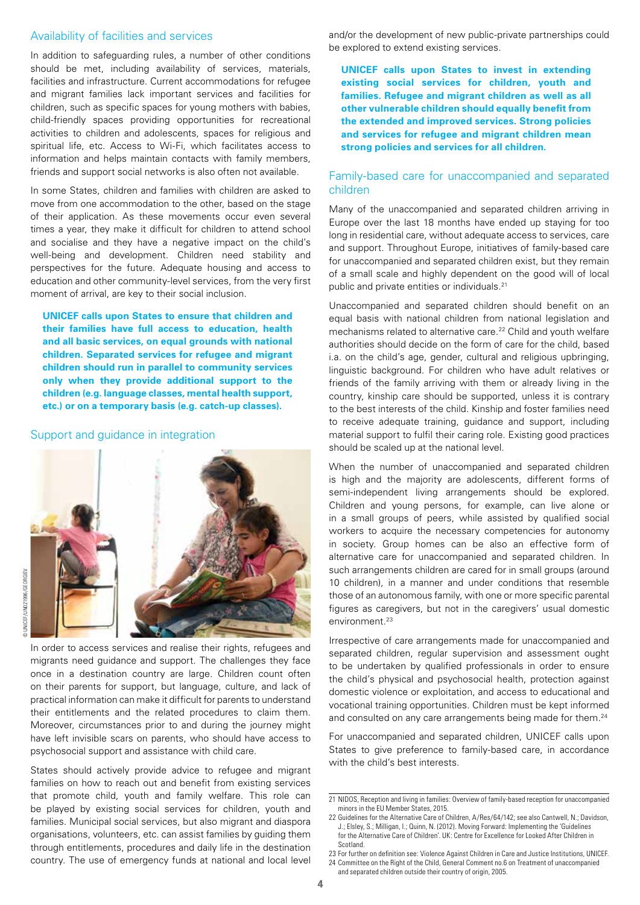## Availability of facilities and services

In addition to safeguarding rules, a number of other conditions should be met, including availability of services, materials, facilities and infrastructure. Current accommodations for refugee and migrant families lack important services and facilities for children, such as specific spaces for young mothers with babies, child-friendly spaces providing opportunities for recreational activities to children and adolescents, spaces for religious and spiritual life, etc. Access to Wi-Fi, which facilitates access to information and helps maintain contacts with family members, friends and support social networks is also often not available.

In some States, children and families with children are asked to move from one accommodation to the other, based on the stage of their application. As these movements occur even several times a year, they make it difficult for children to attend school and socialise and they have a negative impact on the child's well-being and development. Children need stability and perspectives for the future. Adequate housing and access to education and other community-level services, from the very first moment of arrival, are key to their social inclusion.

**UNICEF calls upon States to ensure that children and their families have full access to education, health and all basic services, on equal grounds with national children. Separated services for refugee and migrant children should run in parallel to community services only when they provide additional support to the children (e.g. language classes, mental health support, etc.) or on a temporary basis (e.g. catch-up classes).**

## Support and guidance in integration

In order to access services and realise their rights, refugees and migrants need guidance and support. The challenges they face once in a destination country are large. Children count often on their parents for support, but language, culture, and lack of practical information can make it difficult for parents to understand their entitlements and the related procedures to claim them. Moreover, circumstances prior to and during the journey might have left invisible scars on parents, who should have access to psychosocial support and assistance with child care.

States should actively provide advice to refugee and migrant families on how to reach out and benefit from existing services that promote child, youth and family welfare. This role can be played by existing social services for children, youth and families. Municipal social services, but also migrant and diaspora organisations, volunteers, etc. can assist families by guiding them through entitlements, procedures and daily life in the destination country. The use of emergency funds at national and local level and/or the development of new public-private partnerships could be explored to extend existing services.

**UNICEF calls upon States to invest in extending existing social services for children, youth and families. Refugee and migrant children as well as all other vulnerable children should equally benefit from the extended and improved services. Strong policies and services for refugee and migrant children mean strong policies and services for all children.**

## Family-based care for unaccompanied and separated children

Many of the unaccompanied and separated children arriving in Europe over the last 18 months have ended up staying for too long in residential care, without adequate access to services, care and support. Throughout Europe, initiatives of family-based care for unaccompanied and separated children exist, but they remain of a small scale and highly dependent on the good will of local public and private entities or individuals.[21]

Unaccompanied and separated children should benefit on an equal basis with national children from national legislation and mechanisms related to alternative care.[22] Child and youth welfare authorities should decide on the form of care for the child, based i.a. on the child's age, gender, cultural and religious upbringing, linguistic background. For children who have adult relatives or friends of the family arriving with them or already living in the country, kinship care should be supported, unless it is contrary to the best interests of the child. Kinship and foster families need to receive adequate training, guidance and support, including material support to fulfil their caring role. Existing good practices should be scaled up at the national level.

When the number of unaccompanied and separated children is high and the majority are adolescents, different forms of semi-independent living arrangements should be explored. Children and young persons, for example, can live alone or in a small groups of peers, while assisted by qualified social workers to acquire the necessary competencies for autonomy in society. Group homes can be also an effective form of alternative care for unaccompanied and separated children. In such arrangements children are cared for in small groups (around 10 children), in a manner and under conditions that resemble those of an autonomous family, with one or more specific parental figures as caregivers, but not in the caregivers' usual domestic environment.[23]

Irrespective of care arrangements made for unaccompanied and separated children, regular supervision and assessment ought to be undertaken by qualified professionals in order to ensure the child's physical and psychosocial health, protection against domestic violence or exploitation, and access to educational and vocational training opportunities. Children must be kept informed and consulted on any care arrangements being made for them.[24]

For unaccompanied and separated children, UNICEF calls upon States to give preference to family-based care, in accordance with the child's best interests.

---

21 NIDOS, Reception and living in families: Overview of family-based reception for unaccompanied minors in the EU Member States, 2015.

22 Guidelines for the Alternative Care of Children, A/Res/64/142; see also Cantwell, N.; Davidson, J.; Elsley, S.; Milligan, I.; Quinn, N. (2012). Moving Forward: Implementing the 'Guidelines for the Alternative Care of Children'. UK: Centre for Excellence for Looked After Children in Scotland.

23 For further on definition see: Violence Against Children in Care and Justice Institutions, UNICEF.

24 Committee on the Right of the Child, General Comment no.6 on Treatment of unaccompanied and separated children outside their country of origin, 2005.